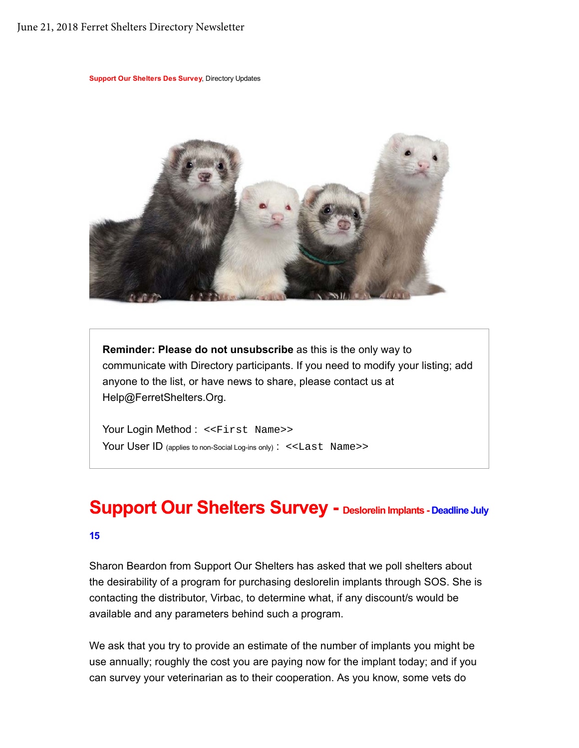June 21, 2018 Ferret Shelters Directory Newsletter

**Support Our Shelters Des Survey**, Directory Updates

**Reminder: Please do not unsubscribe** as this is the only way to communicate with Directory participants. If you need to modify your listing; add anyone to the list, or have news to share, please contact us at Help@FerretShelters.Org.

Your Login Method : `<<First Name>>`
Your User ID (applies to non-Social Log-ins only) : `<<Last Name>>`

## Support Our Shelters Survey - Deslorelin Implants - Deadline July 15

Sharon Beardon from Support Our Shelters has asked that we poll shelters about the desirability of a program for purchasing deslorelin implants through SOS. She is contacting the distributor, Virbac, to determine what, if any discount/s would be available and any parameters behind such a program.

We ask that you try to provide an estimate of the number of implants you might be use annually; roughly the cost you are paying now for the implant today; and if you can survey your veterinarian as to their cooperation. As you know, some vets do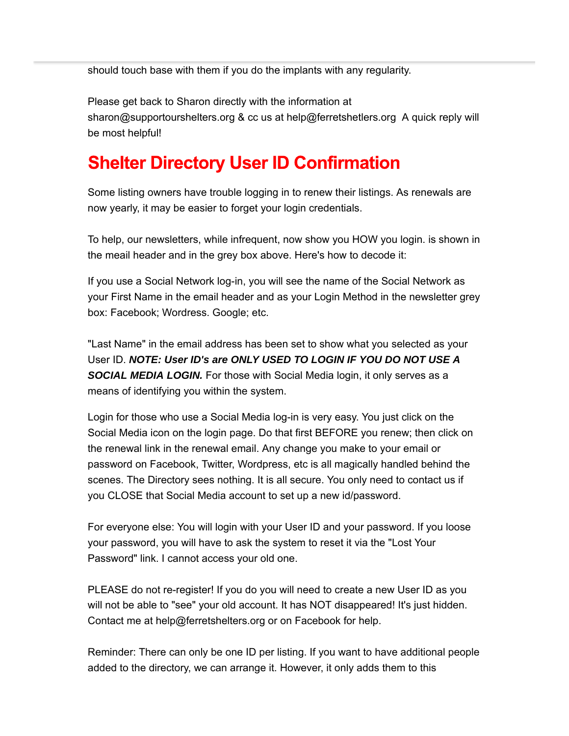should touch base with them if you do the implants with any regularity.

Please get back to Sharon directly with the information at sharon@supportourshelters.org & cc us at help@ferretshelters.org  A quick reply will be most helpful!

## Shelter Directory User ID Confirmation

Some listing owners have trouble logging in to renew their listings. As renewals are now yearly, it may be easier to forget your login credentials.

To help, our newsletters, while infrequent, now show you HOW you login. is shown in the meail header and in the grey box above. Here's how to decode it:

If you use a Social Network log-in, you will see the name of the Social Network as your First Name in the email header and as your Login Method in the newsletter grey box: Facebook; Wordress. Google; etc.

"Last Name" in the email address has been set to show what you selected as your User ID. ***NOTE: User ID's are ONLY USED TO LOGIN IF YOU DO NOT USE A SOCIAL MEDIA LOGIN.*** For those with Social Media login, it only serves as a means of identifying you within the system.

Login for those who use a Social Media log-in is very easy. You just click on the Social Media icon on the login page. Do that first BEFORE you renew; then click on the renewal link in the renewal email. Any change you make to your email or password on Facebook, Twitter, Wordpress, etc is all magically handled behind the scenes. The Directory sees nothing. It is all secure. You only need to contact us if you CLOSE that Social Media account to set up a new id/password.

For everyone else: You will login with your User ID and your password. If you loose your password, you will have to ask the system to reset it via the "Lost Your Password" link. I cannot access your old one.

PLEASE do not re-register! If you do you will need to create a new User ID as you will not be able to "see" your old account. It has NOT disappeared! It's just hidden. Contact me at help@ferretshelters.org or on Facebook for help.

Reminder: There can only be one ID per listing. If you want to have additional people added to the directory, we can arrange it. However, it only adds them to this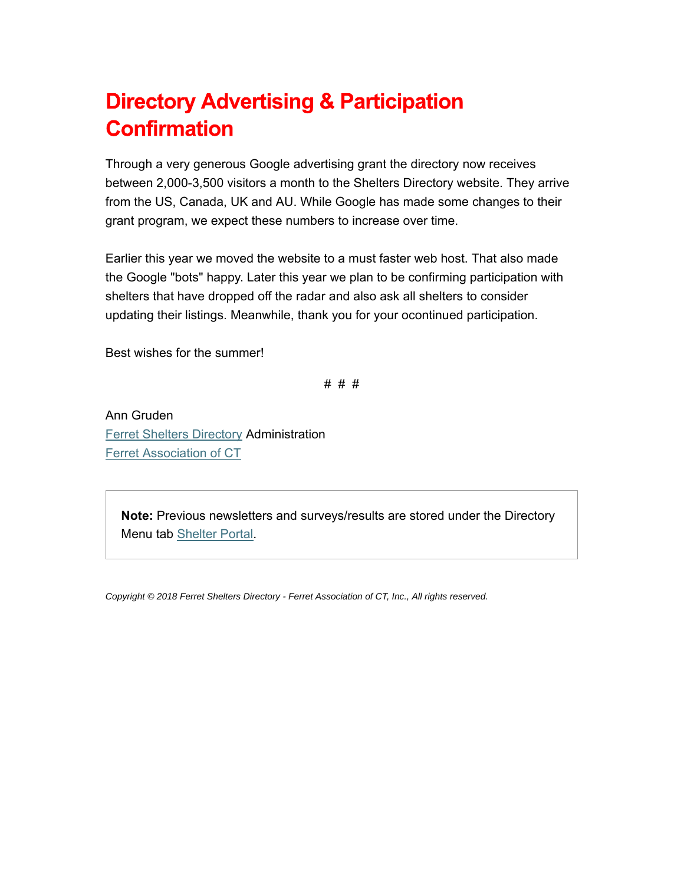## Directory Advertising & Participation Confirmation

Through a very generous Google advertising grant the directory now receives between 2,000-3,500 visitors a month to the Shelters Directory website. They arrive from the US, Canada, UK and AU. While Google has made some changes to their grant program, we expect these numbers to increase over time.

Earlier this year we moved the website to a must faster web host. That also made the Google "bots" happy. Later this year we plan to be confirming participation with shelters that have dropped off the radar and also ask all shelters to consider updating their listings. Meanwhile, thank you for your ocontinued participation.

Best wishes for the summer!

# # #

Ann Gruden  
Ferret Shelters Directory Administration  
Ferret Association of CT

> **Note:** Previous newsletters and surveys/results are stored under the Directory Menu tab Shelter Portal.

*Copyright © 2018 Ferret Shelters Directory - Ferret Association of CT, Inc., All rights reserved.*